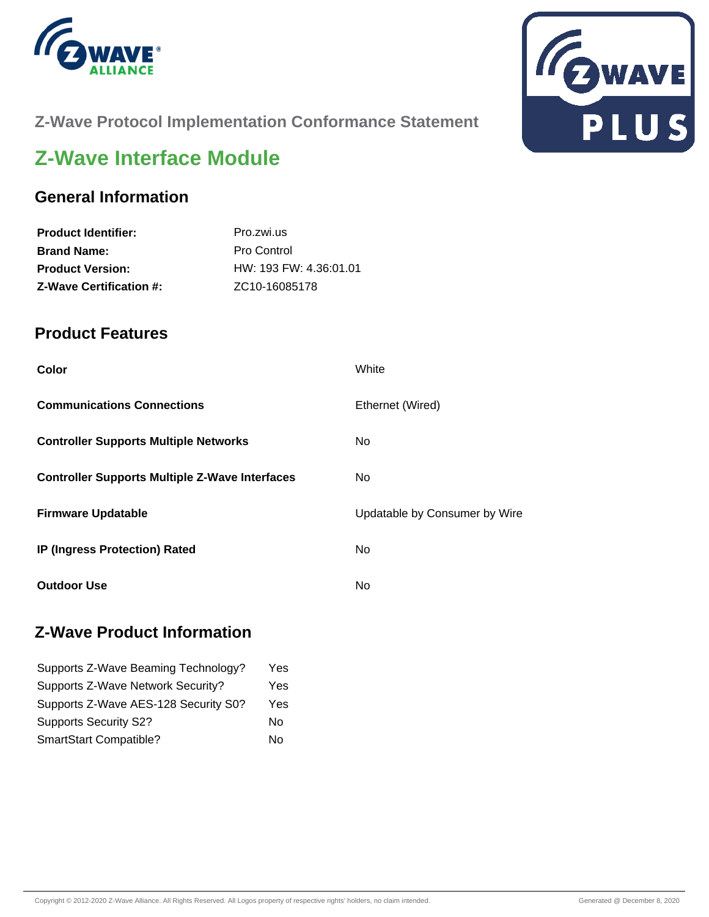Z-Wave Protocol Implementation Conformance Statement

# Z-Wave Interface Module

## General Information

| | |
|---|---|
| **Product Identifier:** | Pro.zwi.us |
| **Brand Name:** | Pro Control |
| **Product Version:** | HW: 193 FW: 4.36:01.01 |
| **Z-Wave Certification #:** | ZC10-16085178 |

## Product Features

| | |
|---|---|
| **Color** | White |
| **Communications Connections** | Ethernet (Wired) |
| **Controller Supports Multiple Networks** | No |
| **Controller Supports Multiple Z-Wave Interfaces** | No |
| **Firmware Updatable** | Updatable by Consumer by Wire |
| **IP (Ingress Protection) Rated** | No |
| **Outdoor Use** | No |

## Z-Wave Product Information

| | |
|---|---|
| Supports Z-Wave Beaming Technology? | Yes |
| Supports Z-Wave Network Security? | Yes |
| Supports Z-Wave AES-128 Security S0? | Yes |
| Supports Security S2? | No |
| SmartStart Compatible? | No |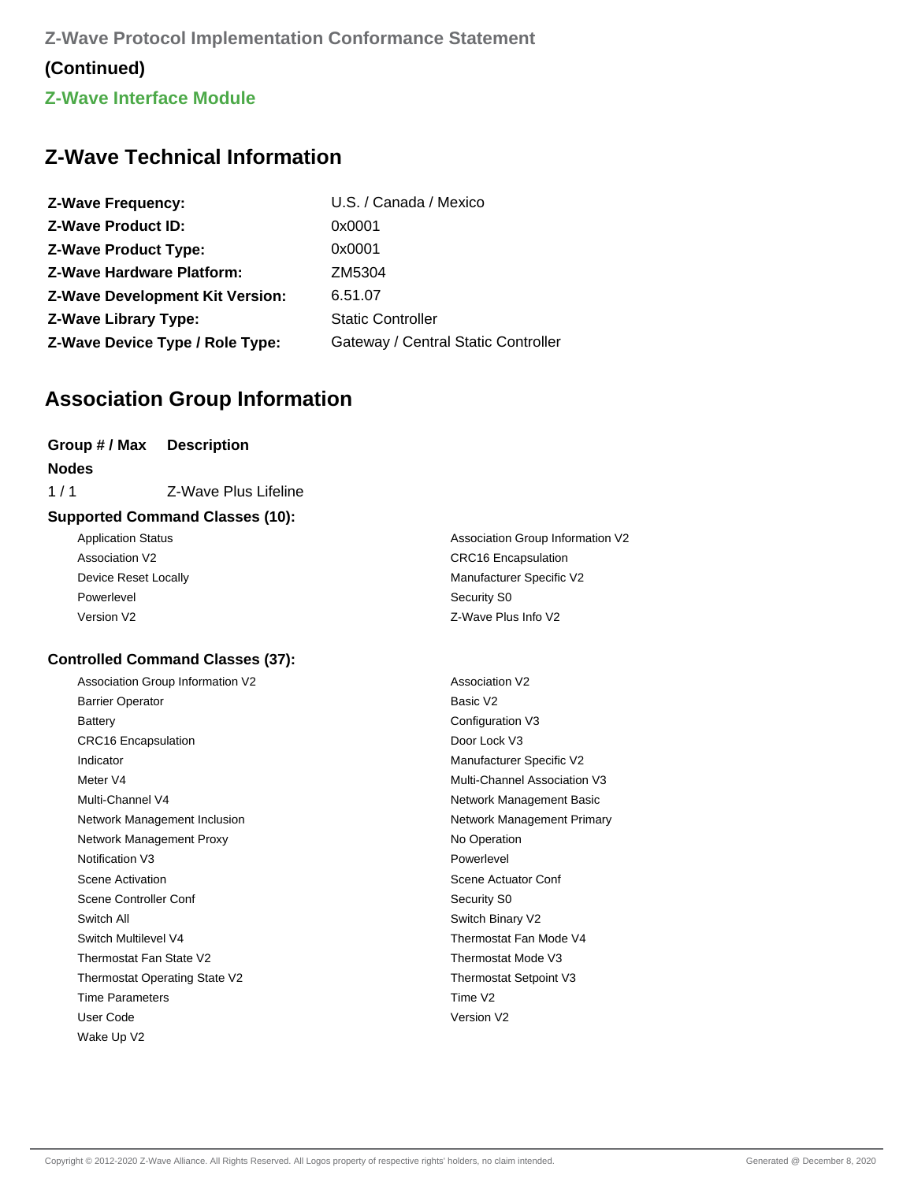Z-Wave Protocol Implementation Conformance Statement

**(Continued)**

**Z-Wave Interface Module**

## Z-Wave Technical Information

| | |
|---|---|
| **Z-Wave Frequency:** | U.S. / Canada / Mexico |
| **Z-Wave Product ID:** | 0x0001 |
| **Z-Wave Product Type:** | 0x0001 |
| **Z-Wave Hardware Platform:** | ZM5304 |
| **Z-Wave Development Kit Version:** | 6.51.07 |
| **Z-Wave Library Type:** | Static Controller |
| **Z-Wave Device Type / Role Type:** | Gateway / Central Static Controller |

## Association Group Information

| Group # / Max Nodes | Description |
|---|---|
| 1 / 1 | Z-Wave Plus Lifeline |

### Supported Command Classes (10):

- Application Status
- Association Group Information V2
- Association V2
- CRC16 Encapsulation
- Device Reset Locally
- Manufacturer Specific V2
- Powerlevel
- Security S0
- Version V2
- Z-Wave Plus Info V2

### Controlled Command Classes (37):

- Association Group Information V2
- Association V2
- Barrier Operator
- Basic V2
- Battery
- Configuration V3
- CRC16 Encapsulation
- Door Lock V3
- Indicator
- Manufacturer Specific V2
- Meter V4
- Multi-Channel Association V3
- Multi-Channel V4
- Network Management Basic
- Network Management Inclusion
- Network Management Primary
- Network Management Proxy
- No Operation
- Notification V3
- Powerlevel
- Scene Activation
- Scene Actuator Conf
- Scene Controller Conf
- Security S0
- Switch All
- Switch Binary V2
- Switch Multilevel V4
- Thermostat Fan Mode V4
- Thermostat Fan State V2
- Thermostat Mode V3
- Thermostat Operating State V2
- Thermostat Setpoint V3
- Time Parameters
- Time V2
- User Code
- Version V2
- Wake Up V2